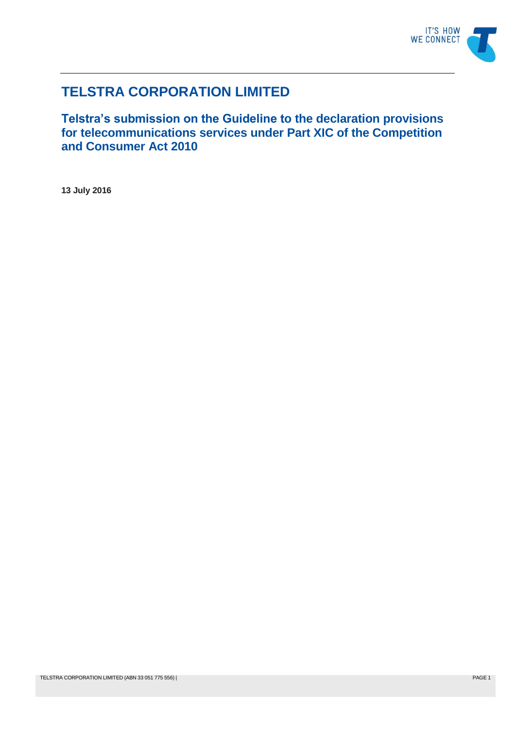# TELSTRA CORPORATION LIMITED

## Telstra's submission on the Guideline to the declaration provisions for telecommunications services under Part XIC of the Competition and Consumer Act 2010

**13 July 2016**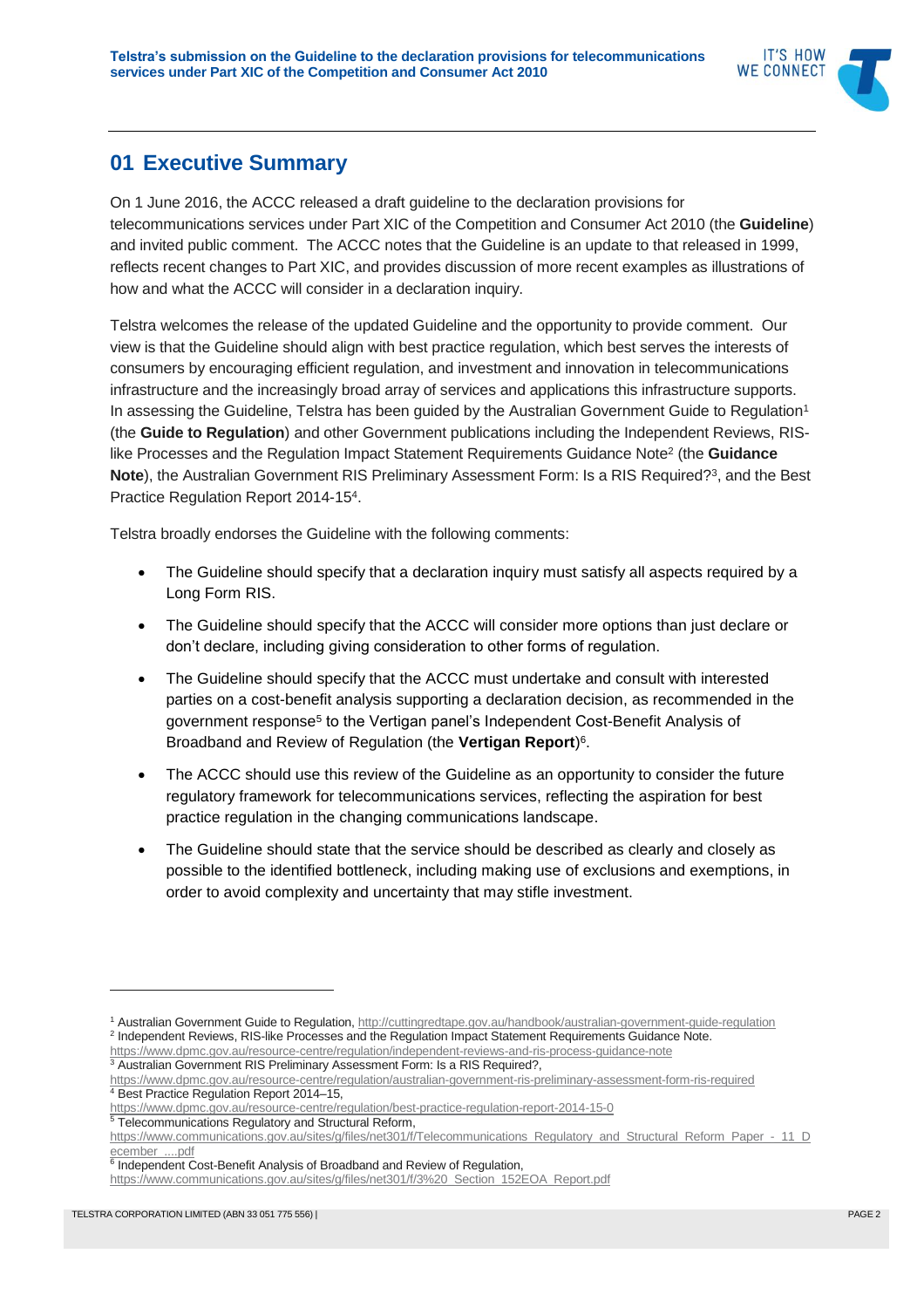## 01 Executive Summary

On 1 June 2016, the ACCC released a draft guideline to the declaration provisions for telecommunications services under Part XIC of the Competition and Consumer Act 2010 (the **Guideline**) and invited public comment. The ACCC notes that the Guideline is an update to that released in 1999, reflects recent changes to Part XIC, and provides discussion of more recent examples as illustrations of how and what the ACCC will consider in a declaration inquiry.

Telstra welcomes the release of the updated Guideline and the opportunity to provide comment. Our view is that the Guideline should align with best practice regulation, which best serves the interests of consumers by encouraging efficient regulation, and investment and innovation in telecommunications infrastructure and the increasingly broad array of services and applications this infrastructure supports. In assessing the Guideline, Telstra has been guided by the Australian Government Guide to Regulation[1] (the **Guide to Regulation**) and other Government publications including the Independent Reviews, RIS-like Processes and the Regulation Impact Statement Requirements Guidance Note[2] (the **Guidance Note**), the Australian Government RIS Preliminary Assessment Form: Is a RIS Required?[3], and the Best Practice Regulation Report 2014-15[4].

Telstra broadly endorses the Guideline with the following comments:

- The Guideline should specify that a declaration inquiry must satisfy all aspects required by a Long Form RIS.
- The Guideline should specify that the ACCC will consider more options than just declare or don't declare, including giving consideration to other forms of regulation.
- The Guideline should specify that the ACCC must undertake and consult with interested parties on a cost-benefit analysis supporting a declaration decision, as recommended in the government response[5] to the Vertigan panel's Independent Cost-Benefit Analysis of Broadband and Review of Regulation (the **Vertigan Report**)[6].
- The ACCC should use this review of the Guideline as an opportunity to consider the future regulatory framework for telecommunications services, reflecting the aspiration for best practice regulation in the changing communications landscape.
- The Guideline should state that the service should be described as clearly and closely as possible to the identified bottleneck, including making use of exclusions and exemptions, in order to avoid complexity and uncertainty that may stifle investment.

---

[1] Australian Government Guide to Regulation, http://cuttingredtape.gov.au/handbook/australian-government-guide-regulation

[2] Independent Reviews, RIS-like Processes and the Regulation Impact Statement Requirements Guidance Note. https://www.dpmc.gov.au/resource-centre/regulation/independent-reviews-and-ris-process-guidance-note

[3] Australian Government RIS Preliminary Assessment Form: Is a RIS Required?, https://www.dpmc.gov.au/resource-centre/regulation/australian-government-ris-preliminary-assessment-form-ris-required

[4] Best Practice Regulation Report 2014–15, https://www.dpmc.gov.au/resource-centre/regulation/best-practice-regulation-report-2014-15-0

[5] Telecommunications Regulatory and Structural Reform, https://www.communications.gov.au/sites/g/files/net301/f/Telecommunications_Regulatory_and_Structural_Reform_Paper_-_11_December_....pdf

[6] Independent Cost-Benefit Analysis of Broadband and Review of Regulation, https://www.communications.gov.au/sites/g/files/net301/f/3%20_Section_152EOA_Report.pdf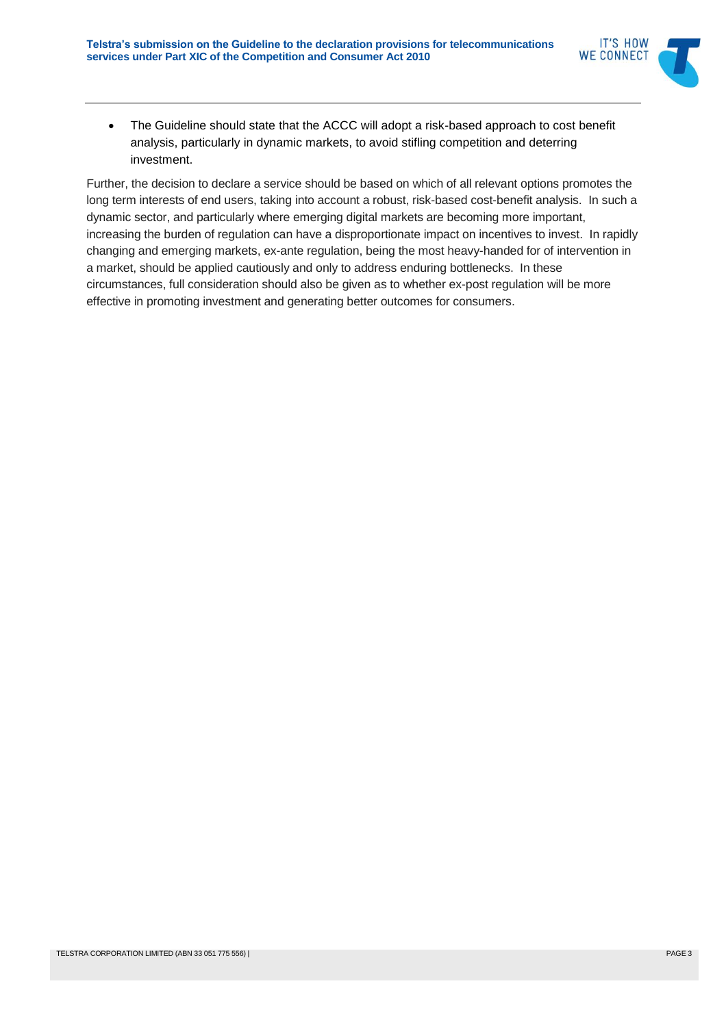- The Guideline should state that the ACCC will adopt a risk-based approach to cost benefit analysis, particularly in dynamic markets, to avoid stifling competition and deterring investment.

Further, the decision to declare a service should be based on which of all relevant options promotes the long term interests of end users, taking into account a robust, risk-based cost-benefit analysis. In such a dynamic sector, and particularly where emerging digital markets are becoming more important, increasing the burden of regulation can have a disproportionate impact on incentives to invest. In rapidly changing and emerging markets, ex-ante regulation, being the most heavy-handed for of intervention in a market, should be applied cautiously and only to address enduring bottlenecks. In these circumstances, full consideration should also be given as to whether ex-post regulation will be more effective in promoting investment and generating better outcomes for consumers.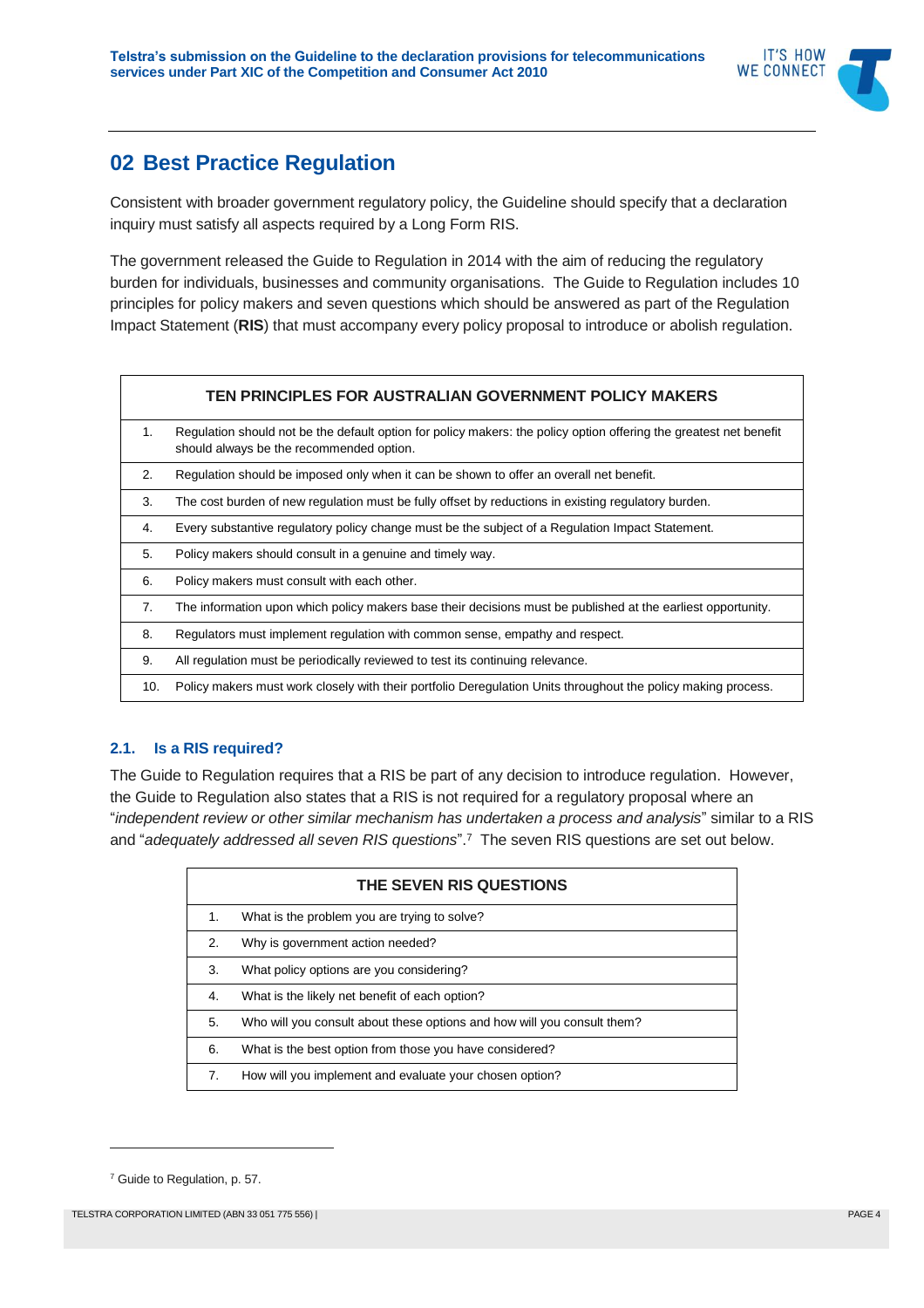## 02 Best Practice Regulation

Consistent with broader government regulatory policy, the Guideline should specify that a declaration inquiry must satisfy all aspects required by a Long Form RIS.

The government released the Guide to Regulation in 2014 with the aim of reducing the regulatory burden for individuals, businesses and community organisations. The Guide to Regulation includes 10 principles for policy makers and seven questions which should be answered as part of the Regulation Impact Statement (**RIS**) that must accompany every policy proposal to introduce or abolish regulation.

| TEN PRINCIPLES FOR AUSTRALIAN GOVERNMENT POLICY MAKERS | |
|---|---|
| 1. | Regulation should not be the default option for policy makers: the policy option offering the greatest net benefit should always be the recommended option. |
| 2. | Regulation should be imposed only when it can be shown to offer an overall net benefit. |
| 3. | The cost burden of new regulation must be fully offset by reductions in existing regulatory burden. |
| 4. | Every substantive regulatory policy change must be the subject of a Regulation Impact Statement. |
| 5. | Policy makers should consult in a genuine and timely way. |
| 6. | Policy makers must consult with each other. |
| 7. | The information upon which policy makers base their decisions must be published at the earliest opportunity. |
| 8. | Regulators must implement regulation with common sense, empathy and respect. |
| 9. | All regulation must be periodically reviewed to test its continuing relevance. |
| 10. | Policy makers must work closely with their portfolio Deregulation Units throughout the policy making process. |

### 2.1. Is a RIS required?

The Guide to Regulation requires that a RIS be part of any decision to introduce regulation. However, the Guide to Regulation also states that a RIS is not required for a regulatory proposal where an "*independent review or other similar mechanism has undertaken a process and analysis*" similar to a RIS and "*adequately addressed all seven RIS questions*".[7] The seven RIS questions are set out below.

| THE SEVEN RIS QUESTIONS | |
|---|---|
| 1. | What is the problem you are trying to solve? |
| 2. | Why is government action needed? |
| 3. | What policy options are you considering? |
| 4. | What is the likely net benefit of each option? |
| 5. | Who will you consult about these options and how will you consult them? |
| 6. | What is the best option from those you have considered? |
| 7. | How will you implement and evaluate your chosen option? |

[7] Guide to Regulation, p. 57.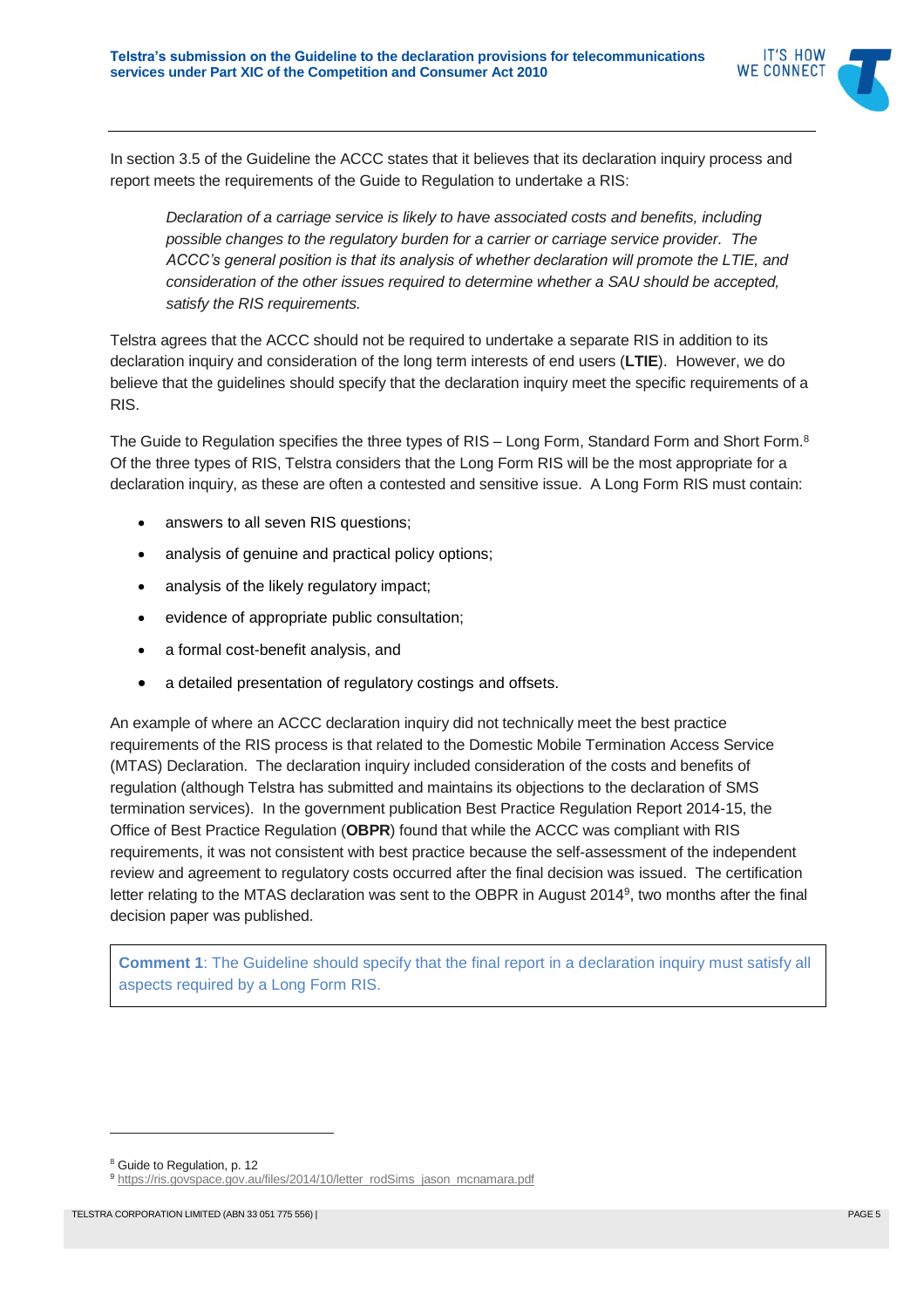In section 3.5 of the Guideline the ACCC states that it believes that its declaration inquiry process and report meets the requirements of the Guide to Regulation to undertake a RIS:

> *Declaration of a carriage service is likely to have associated costs and benefits, including possible changes to the regulatory burden for a carrier or carriage service provider. The ACCC's general position is that its analysis of whether declaration will promote the LTIE, and consideration of the other issues required to determine whether a SAU should be accepted, satisfy the RIS requirements.*

Telstra agrees that the ACCC should not be required to undertake a separate RIS in addition to its declaration inquiry and consideration of the long term interests of end users (**LTIE**). However, we do believe that the guidelines should specify that the declaration inquiry meet the specific requirements of a RIS.

The Guide to Regulation specifies the three types of RIS – Long Form, Standard Form and Short Form.[8] Of the three types of RIS, Telstra considers that the Long Form RIS will be the most appropriate for a declaration inquiry, as these are often a contested and sensitive issue. A Long Form RIS must contain:

- answers to all seven RIS questions;
- analysis of genuine and practical policy options;
- analysis of the likely regulatory impact;
- evidence of appropriate public consultation;
- a formal cost-benefit analysis, and
- a detailed presentation of regulatory costings and offsets.

An example of where an ACCC declaration inquiry did not technically meet the best practice requirements of the RIS process is that related to the Domestic Mobile Termination Access Service (MTAS) Declaration. The declaration inquiry included consideration of the costs and benefits of regulation (although Telstra has submitted and maintains its objections to the declaration of SMS termination services). In the government publication Best Practice Regulation Report 2014-15, the Office of Best Practice Regulation (**OBPR**) found that while the ACCC was compliant with RIS requirements, it was not consistent with best practice because the self-assessment of the independent review and agreement to regulatory costs occurred after the final decision was issued. The certification letter relating to the MTAS declaration was sent to the OBPR in August 2014[9], two months after the final decision paper was published.

> **Comment 1**: The Guideline should specify that the final report in a declaration inquiry must satisfy all aspects required by a Long Form RIS.

---

[8] Guide to Regulation, p. 12

[9] https://ris.govspace.gov.au/files/2014/10/letter_rodSims_jason_mcnamara.pdf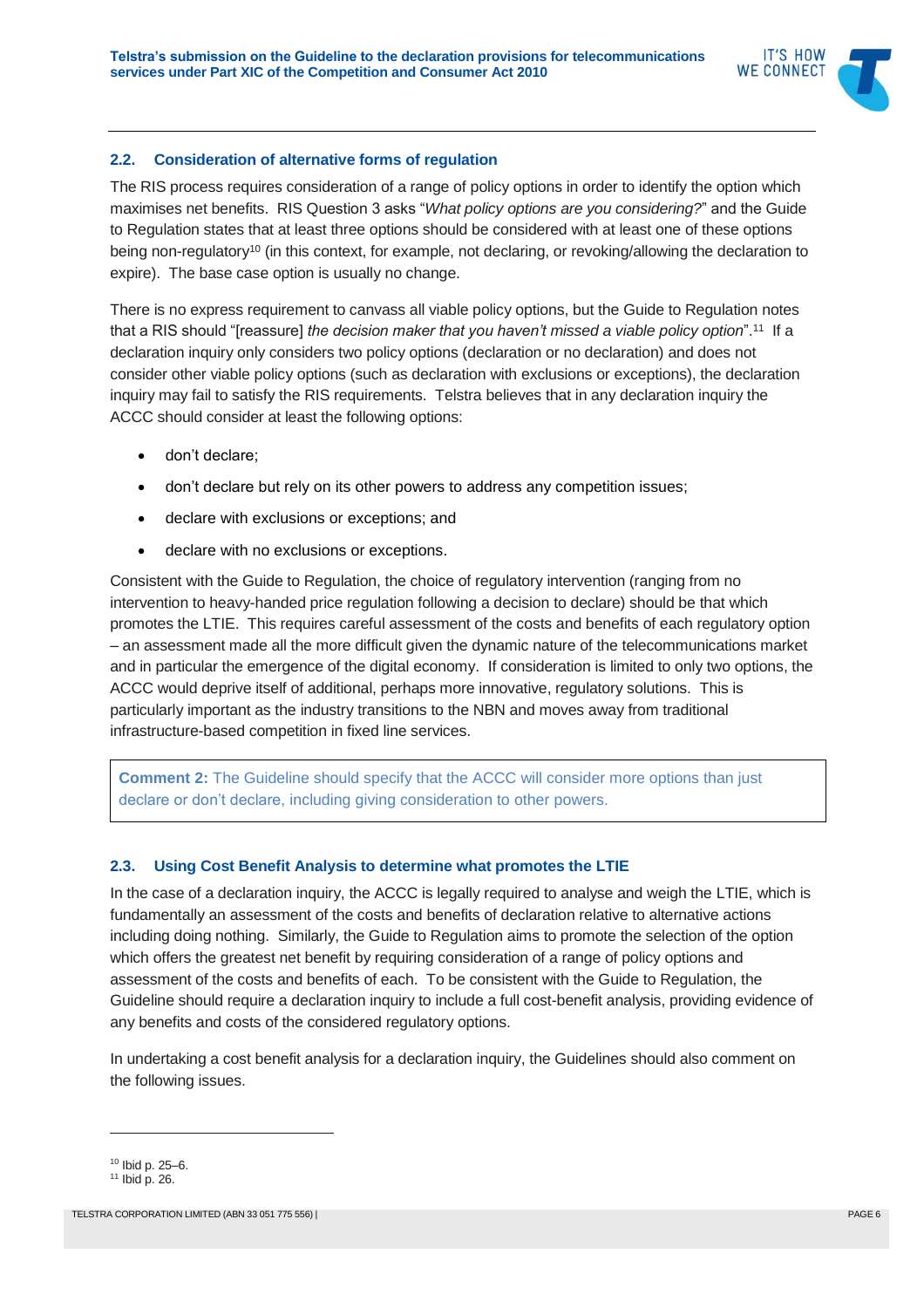### 2.2. Consideration of alternative forms of regulation

The RIS process requires consideration of a range of policy options in order to identify the option which maximises net benefits. RIS Question 3 asks "*What policy options are you considering?*" and the Guide to Regulation states that at least three options should be considered with at least one of these options being non-regulatory[10] (in this context, for example, not declaring, or revoking/allowing the declaration to expire). The base case option is usually no change.

There is no express requirement to canvass all viable policy options, but the Guide to Regulation notes that a RIS should "[reassure] *the decision maker that you haven't missed a viable policy option*".[11] If a declaration inquiry only considers two policy options (declaration or no declaration) and does not consider other viable policy options (such as declaration with exclusions or exceptions), the declaration inquiry may fail to satisfy the RIS requirements. Telstra believes that in any declaration inquiry the ACCC should consider at least the following options:

- don't declare;
- don't declare but rely on its other powers to address any competition issues;
- declare with exclusions or exceptions; and
- declare with no exclusions or exceptions.

Consistent with the Guide to Regulation, the choice of regulatory intervention (ranging from no intervention to heavy-handed price regulation following a decision to declare) should be that which promotes the LTIE. This requires careful assessment of the costs and benefits of each regulatory option – an assessment made all the more difficult given the dynamic nature of the telecommunications market and in particular the emergence of the digital economy. If consideration is limited to only two options, the ACCC would deprive itself of additional, perhaps more innovative, regulatory solutions. This is particularly important as the industry transitions to the NBN and moves away from traditional infrastructure-based competition in fixed line services.

> **Comment 2:** The Guideline should specify that the ACCC will consider more options than just declare or don't declare, including giving consideration to other powers.

### 2.3. Using Cost Benefit Analysis to determine what promotes the LTIE

In the case of a declaration inquiry, the ACCC is legally required to analyse and weigh the LTIE, which is fundamentally an assessment of the costs and benefits of declaration relative to alternative actions including doing nothing. Similarly, the Guide to Regulation aims to promote the selection of the option which offers the greatest net benefit by requiring consideration of a range of policy options and assessment of the costs and benefits of each. To be consistent with the Guide to Regulation, the Guideline should require a declaration inquiry to include a full cost-benefit analysis, providing evidence of any benefits and costs of the considered regulatory options.

In undertaking a cost benefit analysis for a declaration inquiry, the Guidelines should also comment on the following issues.

---

[10] Ibid p. 25–6.
[11] Ibid p. 26.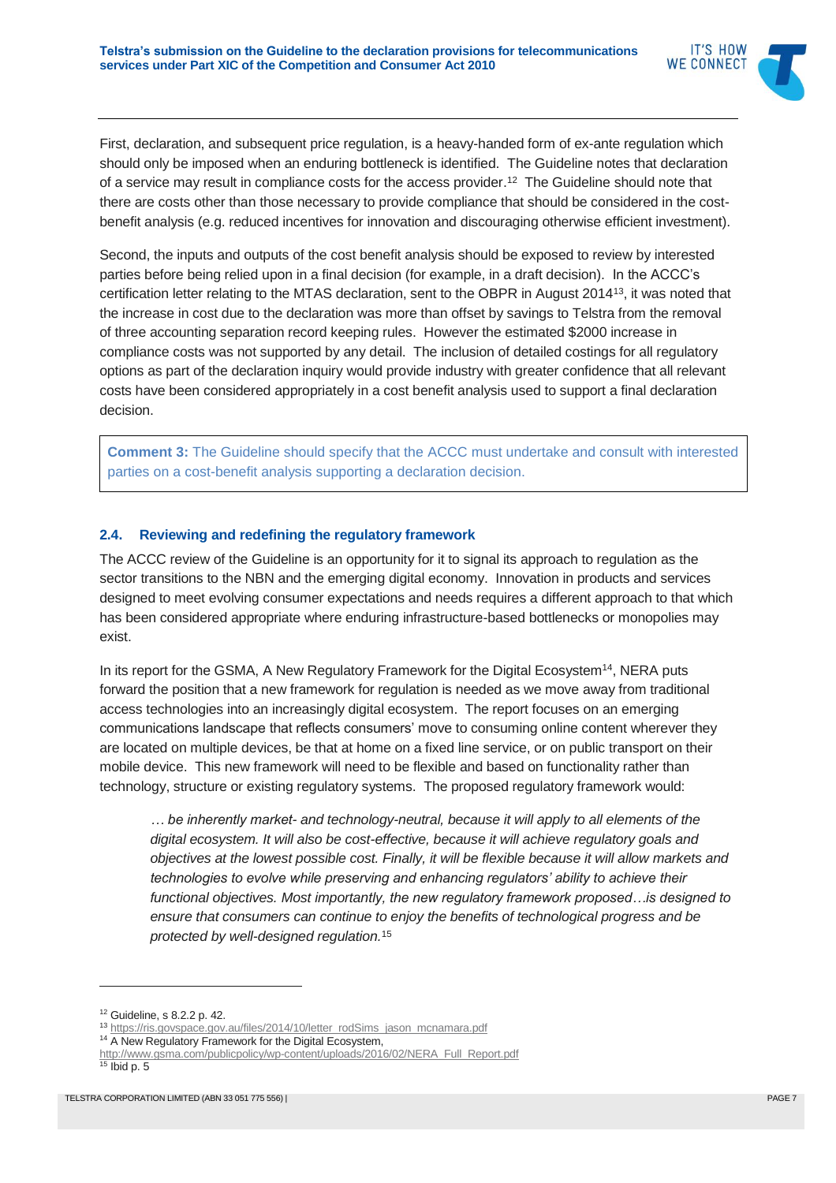First, declaration, and subsequent price regulation, is a heavy-handed form of ex-ante regulation which should only be imposed when an enduring bottleneck is identified. The Guideline notes that declaration of a service may result in compliance costs for the access provider.[12] The Guideline should note that there are costs other than those necessary to provide compliance that should be considered in the cost-benefit analysis (e.g. reduced incentives for innovation and discouraging otherwise efficient investment).

Second, the inputs and outputs of the cost benefit analysis should be exposed to review by interested parties before being relied upon in a final decision (for example, in a draft decision). In the ACCC's certification letter relating to the MTAS declaration, sent to the OBPR in August 2014[13], it was noted that the increase in cost due to the declaration was more than offset by savings to Telstra from the removal of three accounting separation record keeping rules. However the estimated $2000 increase in compliance costs was not supported by any detail. The inclusion of detailed costings for all regulatory options as part of the declaration inquiry would provide industry with greater confidence that all relevant costs have been considered appropriately in a cost benefit analysis used to support a final declaration decision.

> **Comment 3:** The Guideline should specify that the ACCC must undertake and consult with interested parties on a cost-benefit analysis supporting a declaration decision.

### 2.4. Reviewing and redefining the regulatory framework

The ACCC review of the Guideline is an opportunity for it to signal its approach to regulation as the sector transitions to the NBN and the emerging digital economy. Innovation in products and services designed to meet evolving consumer expectations and needs requires a different approach to that which has been considered appropriate where enduring infrastructure-based bottlenecks or monopolies may exist.

In its report for the GSMA, A New Regulatory Framework for the Digital Ecosystem[14], NERA puts forward the position that a new framework for regulation is needed as we move away from traditional access technologies into an increasingly digital ecosystem. The report focuses on an emerging communications landscape that reflects consumers' move to consuming online content wherever they are located on multiple devices, be that at home on a fixed line service, or on public transport on their mobile device. This new framework will need to be flexible and based on functionality rather than technology, structure or existing regulatory systems. The proposed regulatory framework would:

> *… be inherently market- and technology-neutral, because it will apply to all elements of the digital ecosystem. It will also be cost-effective, because it will achieve regulatory goals and objectives at the lowest possible cost. Finally, it will be flexible because it will allow markets and technologies to evolve while preserving and enhancing regulators' ability to achieve their functional objectives. Most importantly, the new regulatory framework proposed…is designed to ensure that consumers can continue to enjoy the benefits of technological progress and be protected by well-designed regulation.*[15]

---

[12] Guideline, s 8.2.2 p. 42.

[13] https://ris.govspace.gov.au/files/2014/10/letter_rodSims_jason_mcnamara.pdf

[14] A New Regulatory Framework for the Digital Ecosystem, http://www.gsma.com/publicpolicy/wp-content/uploads/2016/02/NERA_Full_Report.pdf

[15] Ibid p. 5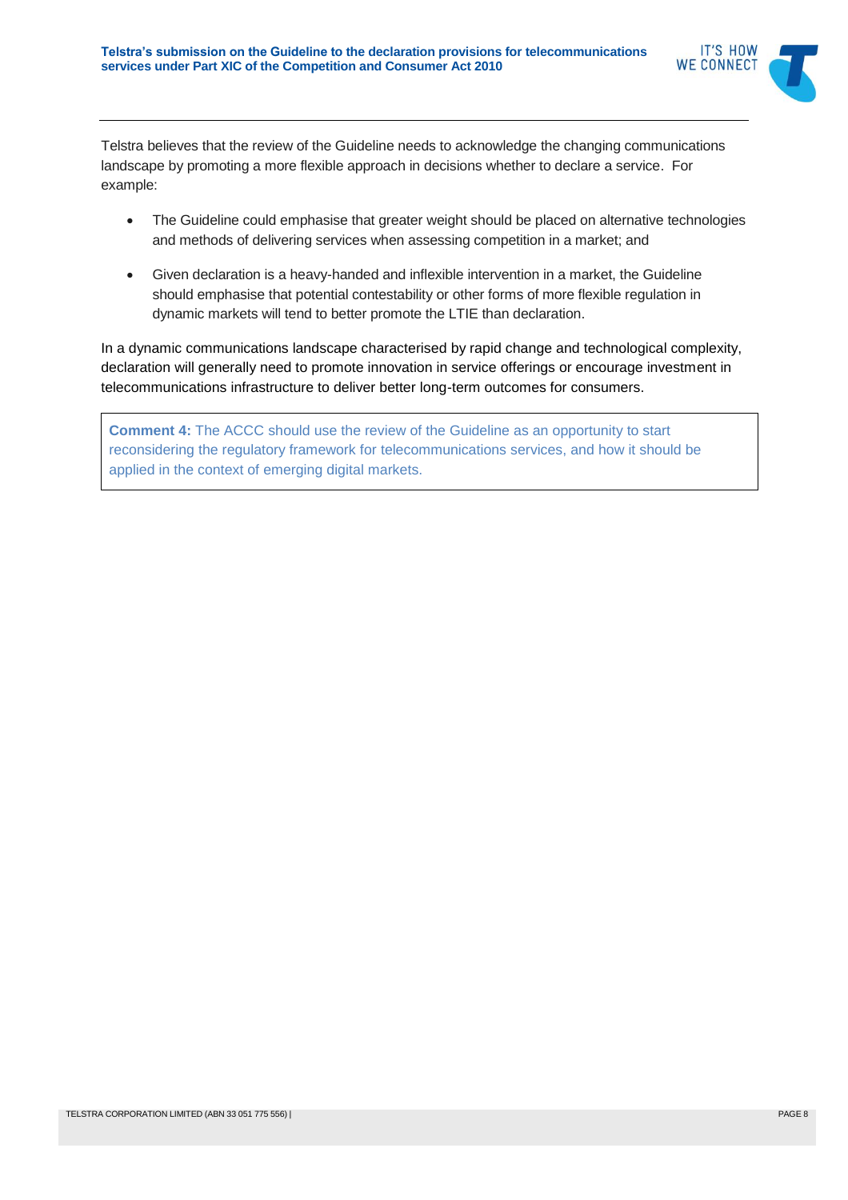Telstra believes that the review of the Guideline needs to acknowledge the changing communications landscape by promoting a more flexible approach in decisions whether to declare a service. For example:

- The Guideline could emphasise that greater weight should be placed on alternative technologies and methods of delivering services when assessing competition in a market; and
- Given declaration is a heavy-handed and inflexible intervention in a market, the Guideline should emphasise that potential contestability or other forms of more flexible regulation in dynamic markets will tend to better promote the LTIE than declaration.

In a dynamic communications landscape characterised by rapid change and technological complexity, declaration will generally need to promote innovation in service offerings or encourage investment in telecommunications infrastructure to deliver better long-term outcomes for consumers.

> **Comment 4:** The ACCC should use the review of the Guideline as an opportunity to start reconsidering the regulatory framework for telecommunications services, and how it should be applied in the context of emerging digital markets.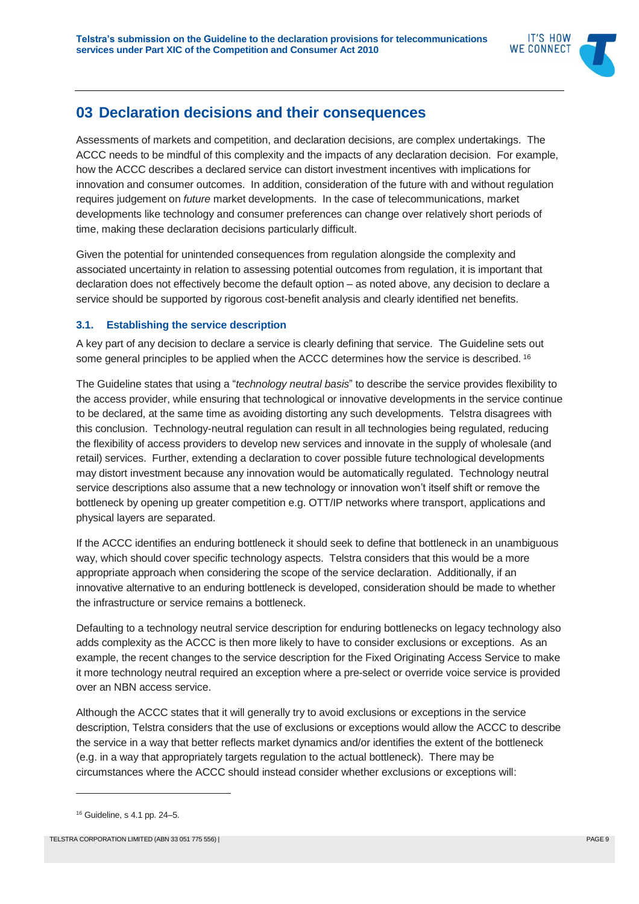## 03 Declaration decisions and their consequences

Assessments of markets and competition, and declaration decisions, are complex undertakings. The ACCC needs to be mindful of this complexity and the impacts of any declaration decision. For example, how the ACCC describes a declared service can distort investment incentives with implications for innovation and consumer outcomes. In addition, consideration of the future with and without regulation requires judgement on *future* market developments. In the case of telecommunications, market developments like technology and consumer preferences can change over relatively short periods of time, making these declaration decisions particularly difficult.

Given the potential for unintended consequences from regulation alongside the complexity and associated uncertainty in relation to assessing potential outcomes from regulation, it is important that declaration does not effectively become the default option – as noted above, any decision to declare a service should be supported by rigorous cost-benefit analysis and clearly identified net benefits.

### 3.1. Establishing the service description

A key part of any decision to declare a service is clearly defining that service. The Guideline sets out some general principles to be applied when the ACCC determines how the service is described. [16]

The Guideline states that using a "*technology neutral basis*" to describe the service provides flexibility to the access provider, while ensuring that technological or innovative developments in the service continue to be declared, at the same time as avoiding distorting any such developments. Telstra disagrees with this conclusion. Technology-neutral regulation can result in all technologies being regulated, reducing the flexibility of access providers to develop new services and innovate in the supply of wholesale (and retail) services. Further, extending a declaration to cover possible future technological developments may distort investment because any innovation would be automatically regulated. Technology neutral service descriptions also assume that a new technology or innovation won't itself shift or remove the bottleneck by opening up greater competition e.g. OTT/IP networks where transport, applications and physical layers are separated.

If the ACCC identifies an enduring bottleneck it should seek to define that bottleneck in an unambiguous way, which should cover specific technology aspects. Telstra considers that this would be a more appropriate approach when considering the scope of the service declaration. Additionally, if an innovative alternative to an enduring bottleneck is developed, consideration should be made to whether the infrastructure or service remains a bottleneck.

Defaulting to a technology neutral service description for enduring bottlenecks on legacy technology also adds complexity as the ACCC is then more likely to have to consider exclusions or exceptions. As an example, the recent changes to the service description for the Fixed Originating Access Service to make it more technology neutral required an exception where a pre-select or override voice service is provided over an NBN access service.

Although the ACCC states that it will generally try to avoid exclusions or exceptions in the service description, Telstra considers that the use of exclusions or exceptions would allow the ACCC to describe the service in a way that better reflects market dynamics and/or identifies the extent of the bottleneck (e.g. in a way that appropriately targets regulation to the actual bottleneck). There may be circumstances where the ACCC should instead consider whether exclusions or exceptions will:

---

[16] Guideline, s 4.1 pp. 24–5.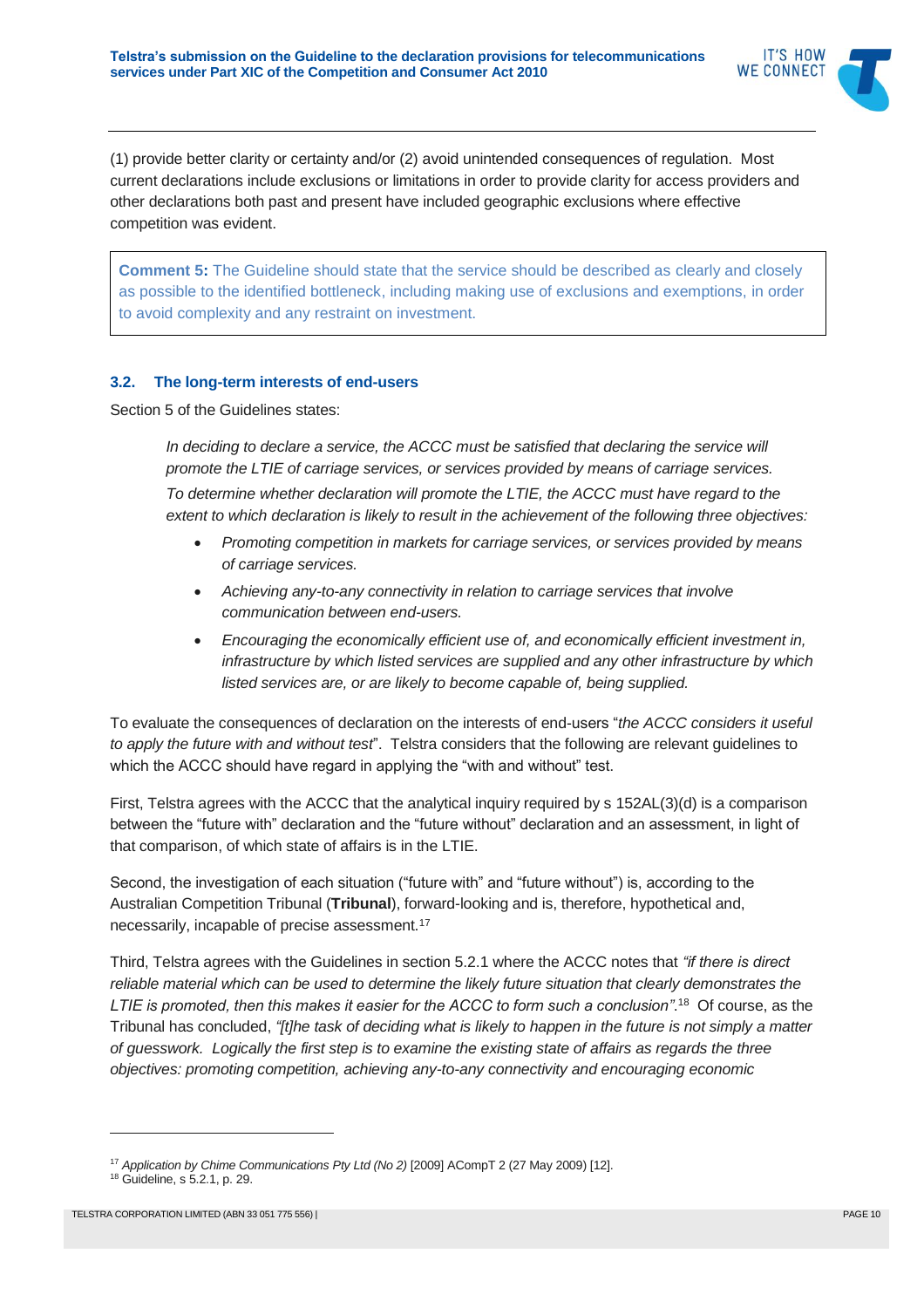(1) provide better clarity or certainty and/or (2) avoid unintended consequences of regulation. Most current declarations include exclusions or limitations in order to provide clarity for access providers and other declarations both past and present have included geographic exclusions where effective competition was evident.

> **Comment 5:** The Guideline should state that the service should be described as clearly and closely as possible to the identified bottleneck, including making use of exclusions and exemptions, in order to avoid complexity and any restraint on investment.

### 3.2. The long-term interests of end-users

Section 5 of the Guidelines states:

> *In deciding to declare a service, the ACCC must be satisfied that declaring the service will promote the LTIE of carriage services, or services provided by means of carriage services.*
>
> *To determine whether declaration will promote the LTIE, the ACCC must have regard to the extent to which declaration is likely to result in the achievement of the following three objectives:*
>
> - *Promoting competition in markets for carriage services, or services provided by means of carriage services.*
> - *Achieving any-to-any connectivity in relation to carriage services that involve communication between end-users.*
> - *Encouraging the economically efficient use of, and economically efficient investment in, infrastructure by which listed services are supplied and any other infrastructure by which listed services are, or are likely to become capable of, being supplied.*

To evaluate the consequences of declaration on the interests of end-users "*the ACCC considers it useful to apply the future with and without test*". Telstra considers that the following are relevant guidelines to which the ACCC should have regard in applying the "with and without" test.

First, Telstra agrees with the ACCC that the analytical inquiry required by s 152AL(3)(d) is a comparison between the "future with" declaration and the "future without" declaration and an assessment, in light of that comparison, of which state of affairs is in the LTIE.

Second, the investigation of each situation ("future with" and "future without") is, according to the Australian Competition Tribunal (**Tribunal**), forward-looking and is, therefore, hypothetical and, necessarily, incapable of precise assessment.[17]

Third, Telstra agrees with the Guidelines in section 5.2.1 where the ACCC notes that *"if there is direct reliable material which can be used to determine the likely future situation that clearly demonstrates the LTIE is promoted, then this makes it easier for the ACCC to form such a conclusion"*.[18] Of course, as the Tribunal has concluded, *"[t]he task of deciding what is likely to happen in the future is not simply a matter of guesswork. Logically the first step is to examine the existing state of affairs as regards the three objectives: promoting competition, achieving any-to-any connectivity and encouraging economic*

---

[17] *Application by Chime Communications Pty Ltd (No 2)* [2009] ACompT 2 (27 May 2009) [12].

[18] Guideline, s 5.2.1, p. 29.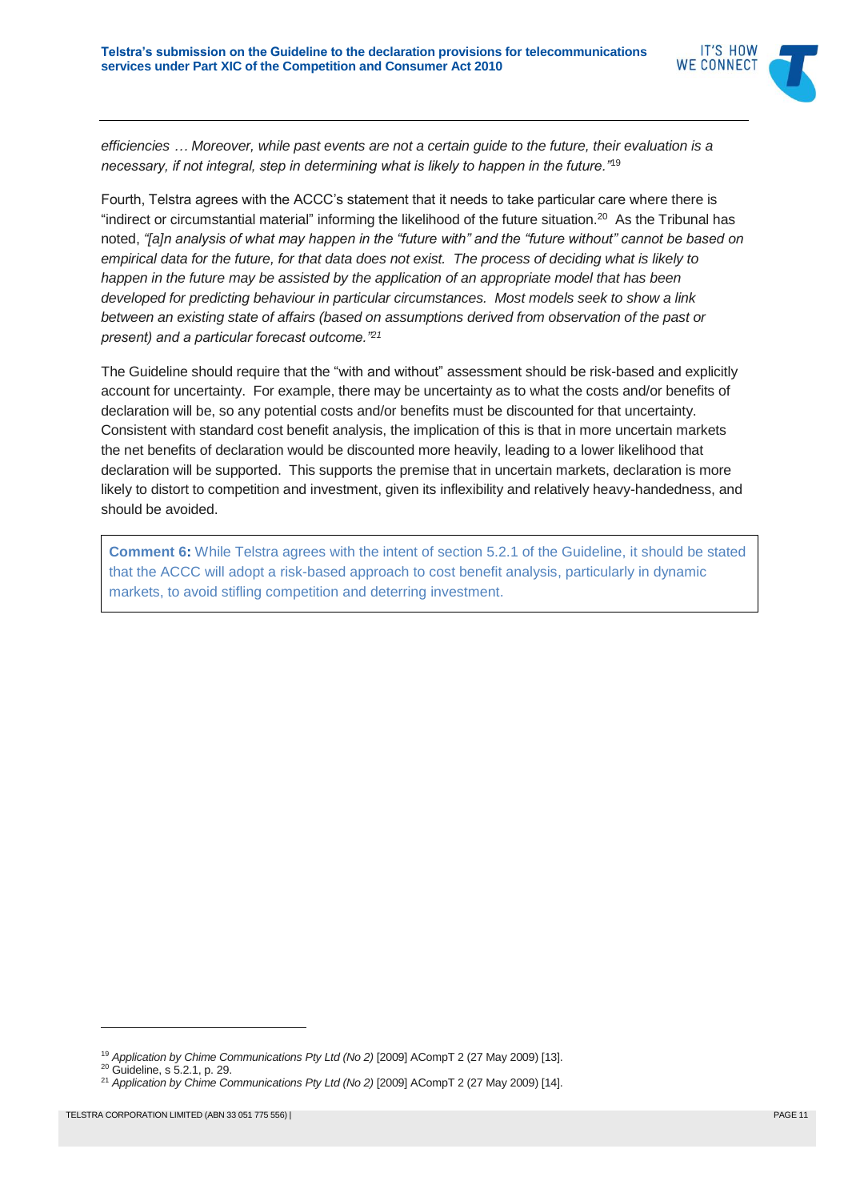*efficiencies … Moreover, while past events are not a certain guide to the future, their evaluation is a necessary, if not integral, step in determining what is likely to happen in the future.”*[19]

Fourth, Telstra agrees with the ACCC's statement that it needs to take particular care where there is “indirect or circumstantial material” informing the likelihood of the future situation.[20] As the Tribunal has noted, *“[a]n analysis of what may happen in the “future with” and the “future without” cannot be based on empirical data for the future, for that data does not exist. The process of deciding what is likely to happen in the future may be assisted by the application of an appropriate model that has been developed for predicting behaviour in particular circumstances. Most models seek to show a link between an existing state of affairs (based on assumptions derived from observation of the past or present) and a particular forecast outcome.”*[21]

The Guideline should require that the “with and without” assessment should be risk-based and explicitly account for uncertainty. For example, there may be uncertainty as to what the costs and/or benefits of declaration will be, so any potential costs and/or benefits must be discounted for that uncertainty. Consistent with standard cost benefit analysis, the implication of this is that in more uncertain markets the net benefits of declaration would be discounted more heavily, leading to a lower likelihood that declaration will be supported. This supports the premise that in uncertain markets, declaration is more likely to distort to competition and investment, given its inflexibility and relatively heavy-handedness, and should be avoided.

> **Comment 6:** While Telstra agrees with the intent of section 5.2.1 of the Guideline, it should be stated that the ACCC will adopt a risk-based approach to cost benefit analysis, particularly in dynamic markets, to avoid stifling competition and deterring investment.

---

[19] *Application by Chime Communications Pty Ltd (No 2)* [2009] ACompT 2 (27 May 2009) [13].

[20] Guideline, s 5.2.1, p. 29.

[21] *Application by Chime Communications Pty Ltd (No 2)* [2009] ACompT 2 (27 May 2009) [14].